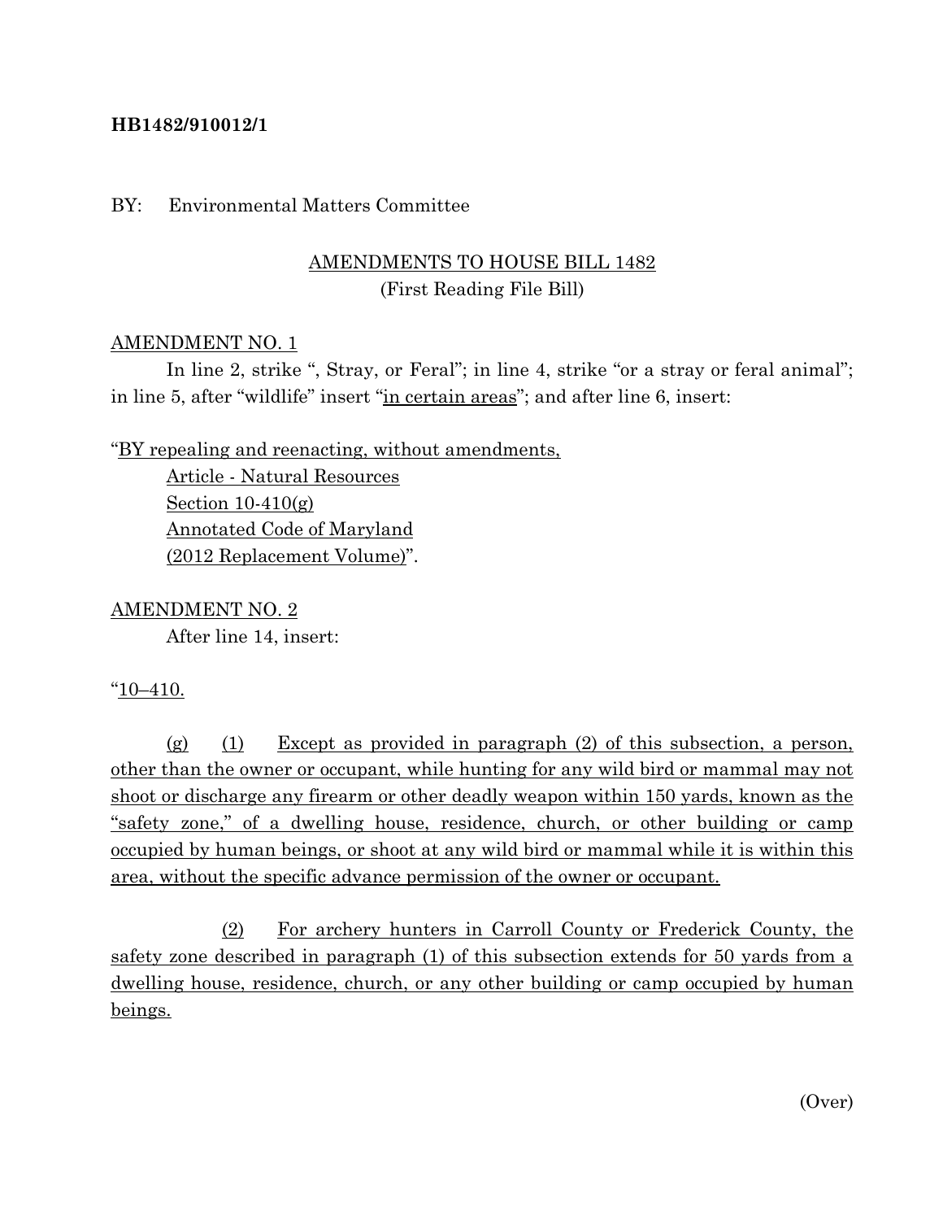**HB1482/910012/1**

BY: Environmental Matters Committee

AMENDMENTS TO HOUSE BILL 1482
(First Reading File Bill)

AMENDMENT NO. 1

In line 2, strike ", Stray, or Feral"; in line 4, strike "or a stray or feral animal"; in line 5, after "wildlife" insert "in certain areas"; and after line 6, insert:

"BY repealing and reenacting, without amendments,
Article - Natural Resources
Section 10-410(g)
Annotated Code of Maryland
(2012 Replacement Volume)".

AMENDMENT NO. 2

After line 14, insert:

"10–410.

(g) (1) Except as provided in paragraph (2) of this subsection, a person, other than the owner or occupant, while hunting for any wild bird or mammal may not shoot or discharge any firearm or other deadly weapon within 150 yards, known as the "safety zone," of a dwelling house, residence, church, or other building or camp occupied by human beings, or shoot at any wild bird or mammal while it is within this area, without the specific advance permission of the owner or occupant.

(2) For archery hunters in Carroll County or Frederick County, the safety zone described in paragraph (1) of this subsection extends for 50 yards from a dwelling house, residence, church, or any other building or camp occupied by human beings.

(Over)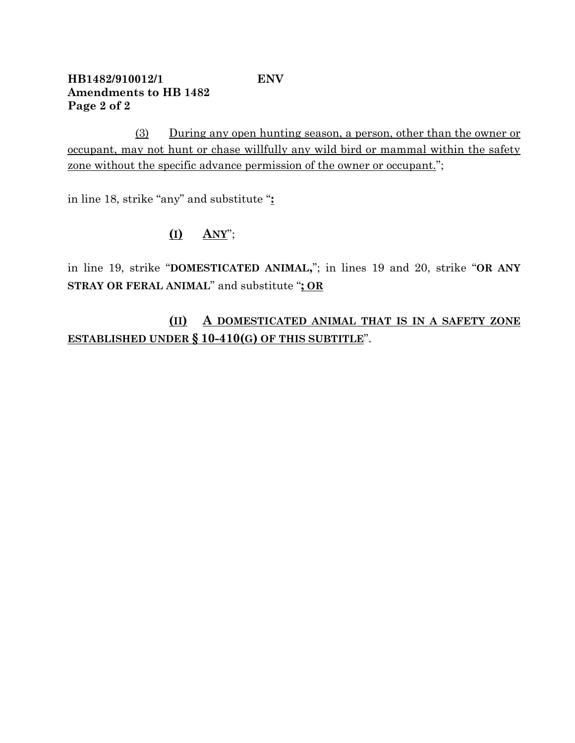(3) <u>During any open hunting season, a person, other than the owner or occupant, may not hunt or chase willfully any wild bird or mammal within the safety zone without the specific advance permission of the owner or occupant.</u>";

in line 18, strike "any" and substitute "**<u>:</u>**

**<u>(I)</u>** **<u>ANY</u>**";

in line 19, strike "**DOMESTICATED ANIMAL,**"; in lines 19 and 20, strike "**OR ANY STRAY OR FERAL ANIMAL**" and substitute "**<u>; OR</u>**

**<u>(II)</u>** **<u>A DOMESTICATED ANIMAL THAT IS IN A SAFETY ZONE ESTABLISHED UNDER § 10-410(G) OF THIS SUBTITLE</u>**".